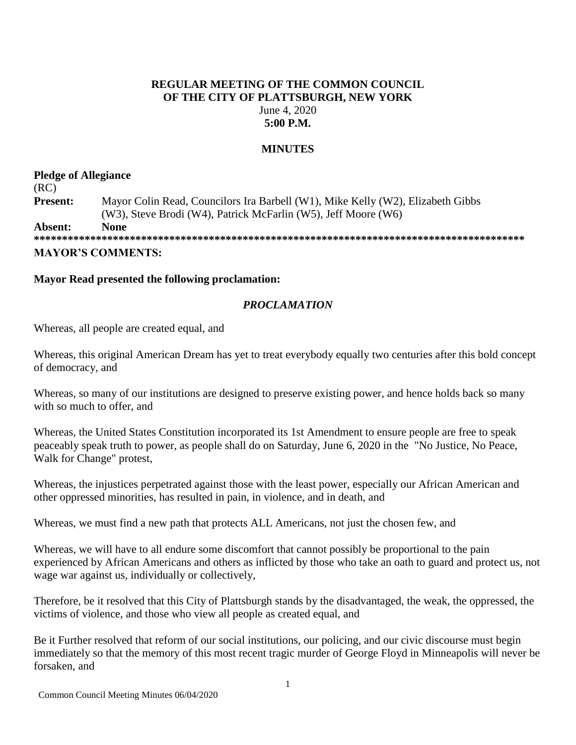**REGULAR MEETING OF THE COMMON COUNCIL**
**OF THE CITY OF PLATTSBURGH, NEW YORK**
June 4, 2020
**5:00 P.M.**

**MINUTES**

**Pledge of Allegiance**

(RC)

**Present:** Mayor Colin Read, Councilors Ira Barbell (W1), Mike Kelly (W2), Elizabeth Gibbs (W3), Steve Brodi (W4), Patrick McFarlin (W5), Jeff Moore (W6)

**Absent: None**

**************************************************************************************

**MAYOR'S COMMENTS:**

**Mayor Read presented the following proclamation:**

***PROCLAMATION***

Whereas, all people are created equal, and

Whereas, this original American Dream has yet to treat everybody equally two centuries after this bold concept of democracy, and

Whereas, so many of our institutions are designed to preserve existing power, and hence holds back so many with so much to offer, and

Whereas, the United States Constitution incorporated its 1st Amendment to ensure people are free to speak peaceably speak truth to power, as people shall do on Saturday, June 6, 2020 in the "No Justice, No Peace, Walk for Change" protest,

Whereas, the injustices perpetrated against those with the least power, especially our African American and other oppressed minorities, has resulted in pain, in violence, and in death, and

Whereas, we must find a new path that protects ALL Americans, not just the chosen few, and

Whereas, we will have to all endure some discomfort that cannot possibly be proportional to the pain experienced by African Americans and others as inflicted by those who take an oath to guard and protect us, not wage war against us, individually or collectively,

Therefore, be it resolved that this City of Plattsburgh stands by the disadvantaged, the weak, the oppressed, the victims of violence, and those who view all people as created equal, and

Be it Further resolved that reform of our social institutions, our policing, and our civic discourse must begin immediately so that the memory of this most recent tragic murder of George Floyd in Minneapolis will never be forsaken, and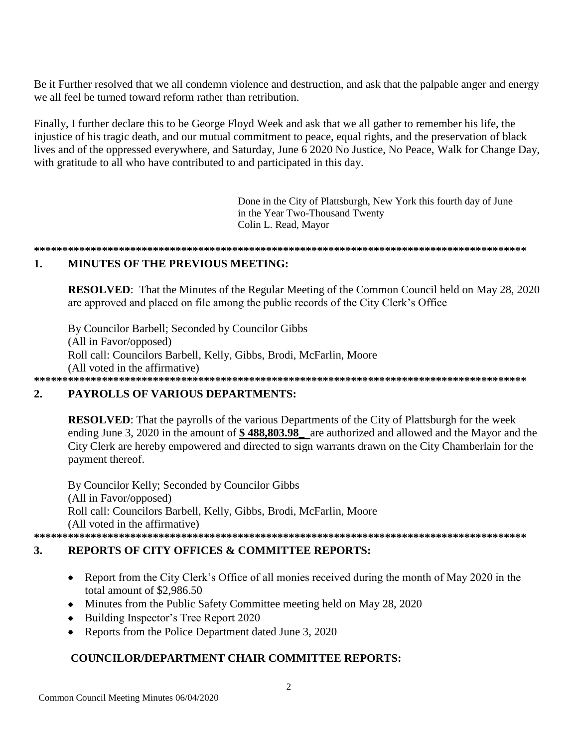Be it Further resolved that we all condemn violence and destruction, and ask that the palpable anger and energy we all feel be turned toward reform rather than retribution.

Finally, I further declare this to be George Floyd Week and ask that we all gather to remember his life, the injustice of his tragic death, and our mutual commitment to peace, equal rights, and the preservation of black lives and of the oppressed everywhere, and Saturday, June 6 2020 No Justice, No Peace, Walk for Change Day, with gratitude to all who have contributed to and participated in this day.

Done in the City of Plattsburgh, New York this fourth day of June
in the Year Two-Thousand Twenty
Colin L. Read, Mayor

\*\*\*\*\*\*\*\*\*\*\*\*\*\*\*\*\*\*\*\*\*\*\*\*\*\*\*\*\*\*\*\*\*\*\*\*\*\*\*\*\*\*\*\*\*\*\*\*\*\*\*\*\*\*\*\*\*\*\*\*\*\*\*\*\*\*\*\*\*\*\*\*\*\*\*\*\*\*\*\*\*\*\*\*\*\*

## 1. MINUTES OF THE PREVIOUS MEETING:

**RESOLVED**: That the Minutes of the Regular Meeting of the Common Council held on May 28, 2020 are approved and placed on file among the public records of the City Clerk's Office

By Councilor Barbell; Seconded by Councilor Gibbs
(All in Favor/opposed)
Roll call: Councilors Barbell, Kelly, Gibbs, Brodi, McFarlin, Moore
(All voted in the affirmative)

\*\*\*\*\*\*\*\*\*\*\*\*\*\*\*\*\*\*\*\*\*\*\*\*\*\*\*\*\*\*\*\*\*\*\*\*\*\*\*\*\*\*\*\*\*\*\*\*\*\*\*\*\*\*\*\*\*\*\*\*\*\*\*\*\*\*\*\*\*\*\*\*\*\*\*\*\*\*\*\*\*\*\*\*\*\*

## 2. PAYROLLS OF VARIOUS DEPARTMENTS:

**RESOLVED**: That the payrolls of the various Departments of the City of Plattsburgh for the week ending June 3, 2020 in the amount of **$ 488,803.98\_\_** are authorized and allowed and the Mayor and the City Clerk are hereby empowered and directed to sign warrants drawn on the City Chamberlain for the payment thereof.

By Councilor Kelly; Seconded by Councilor Gibbs
(All in Favor/opposed)
Roll call: Councilors Barbell, Kelly, Gibbs, Brodi, McFarlin, Moore
(All voted in the affirmative)

\*\*\*\*\*\*\*\*\*\*\*\*\*\*\*\*\*\*\*\*\*\*\*\*\*\*\*\*\*\*\*\*\*\*\*\*\*\*\*\*\*\*\*\*\*\*\*\*\*\*\*\*\*\*\*\*\*\*\*\*\*\*\*\*\*\*\*\*\*\*\*\*\*\*\*\*\*\*\*\*\*\*\*\*\*\*

## 3. REPORTS OF CITY OFFICES & COMMITTEE REPORTS:

- Report from the City Clerk's Office of all monies received during the month of May 2020 in the total amount of $2,986.50
- Minutes from the Public Safety Committee meeting held on May 28, 2020
- Building Inspector's Tree Report 2020
- Reports from the Police Department dated June 3, 2020

### COUNCILOR/DEPARTMENT CHAIR COMMITTEE REPORTS: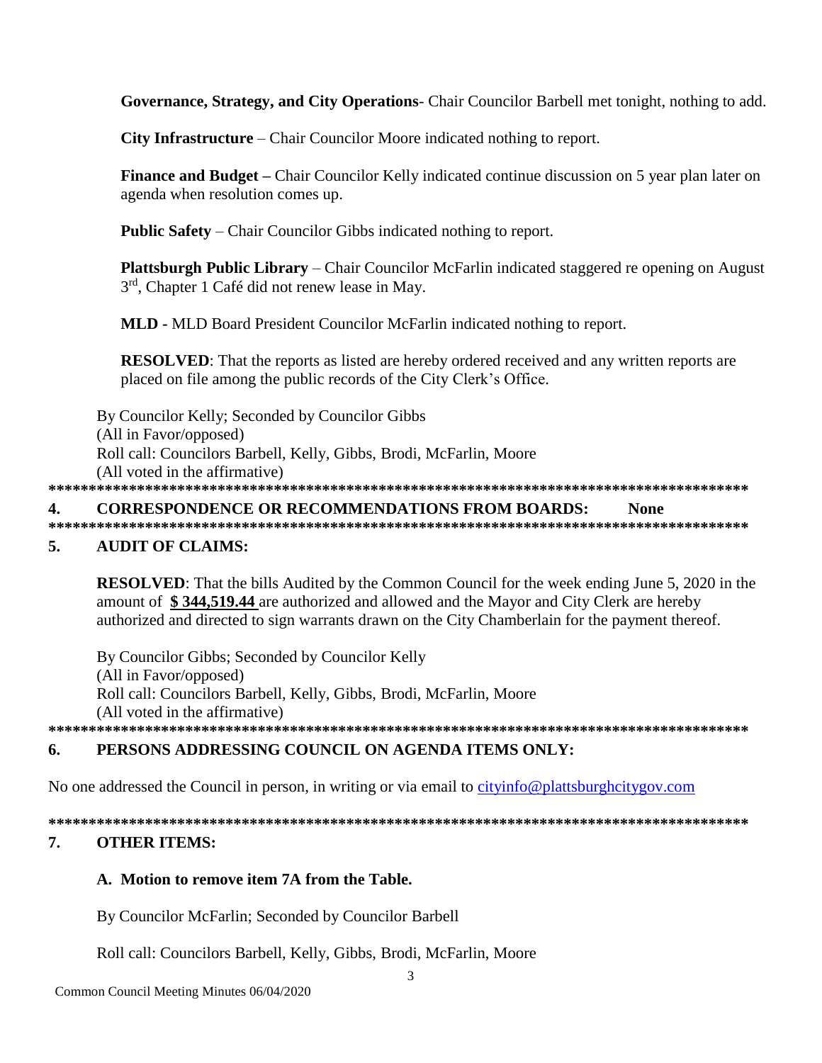**Governance, Strategy, and City Operations**- Chair Councilor Barbell met tonight, nothing to add.

**City Infrastructure** – Chair Councilor Moore indicated nothing to report.

**Finance and Budget –** Chair Councilor Kelly indicated continue discussion on 5 year plan later on agenda when resolution comes up.

**Public Safety** – Chair Councilor Gibbs indicated nothing to report.

**Plattsburgh Public Library** – Chair Councilor McFarlin indicated staggered re opening on August 3rd, Chapter 1 Café did not renew lease in May.

**MLD -** MLD Board President Councilor McFarlin indicated nothing to report.

**RESOLVED**: That the reports as listed are hereby ordered received and any written reports are placed on file among the public records of the City Clerk's Office.

By Councilor Kelly; Seconded by Councilor Gibbs
(All in Favor/opposed)
Roll call: Councilors Barbell, Kelly, Gibbs, Brodi, McFarlin, Moore
(All voted in the affirmative)

*******************************************************************************************

## 4. CORRESPONDENCE OR RECOMMENDATIONS FROM BOARDS: None

*******************************************************************************************

## 5. AUDIT OF CLAIMS:

**RESOLVED**: That the bills Audited by the Common Council for the week ending June 5, 2020 in the amount of **$ 344,519.44** are authorized and allowed and the Mayor and City Clerk are hereby authorized and directed to sign warrants drawn on the City Chamberlain for the payment thereof.

By Councilor Gibbs; Seconded by Councilor Kelly
(All in Favor/opposed)
Roll call: Councilors Barbell, Kelly, Gibbs, Brodi, McFarlin, Moore
(All voted in the affirmative)

*******************************************************************************************

## 6. PERSONS ADDRESSING COUNCIL ON AGENDA ITEMS ONLY:

No one addressed the Council in person, in writing or via email to cityinfo@plattsburghcitygov.com

*******************************************************************************************

## 7. OTHER ITEMS:

**A. Motion to remove item 7A from the Table.**

By Councilor McFarlin; Seconded by Councilor Barbell

Roll call: Councilors Barbell, Kelly, Gibbs, Brodi, McFarlin, Moore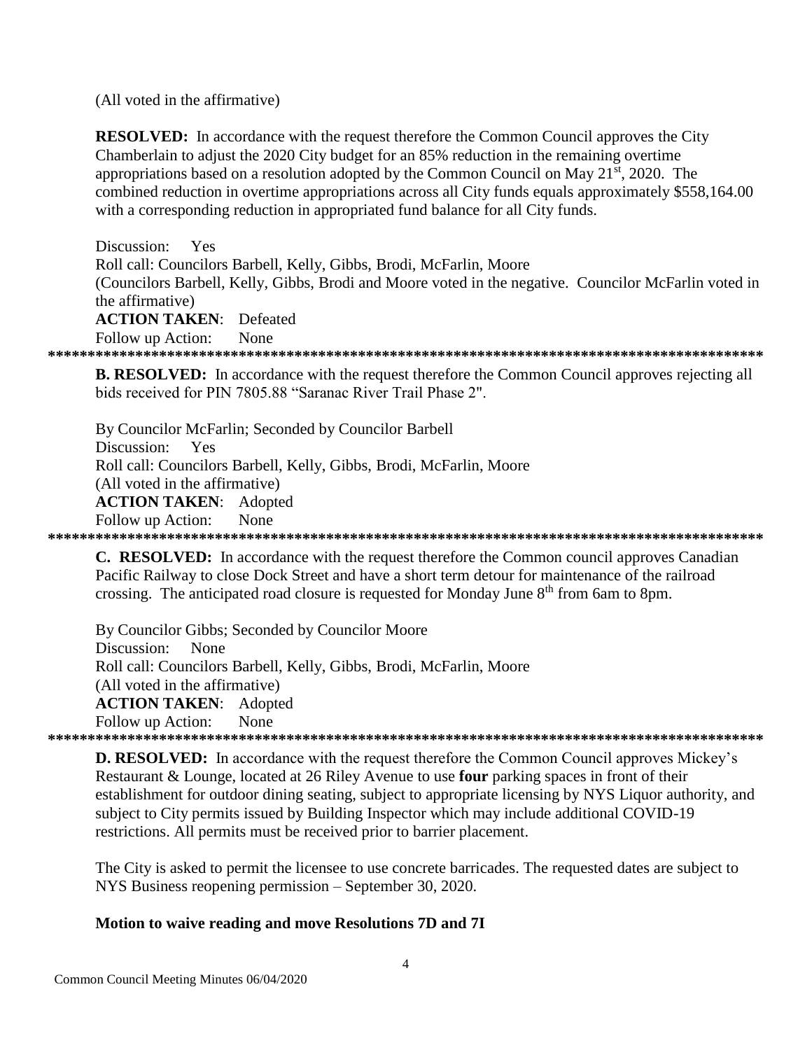(All voted in the affirmative)

**RESOLVED:** In accordance with the request therefore the Common Council approves the City Chamberlain to adjust the 2020 City budget for an 85% reduction in the remaining overtime appropriations based on a resolution adopted by the Common Council on May 21st, 2020. The combined reduction in overtime appropriations across all City funds equals approximately $558,164.00 with a corresponding reduction in appropriated fund balance for all City funds.

Discussion: Yes
Roll call: Councilors Barbell, Kelly, Gibbs, Brodi, McFarlin, Moore
(Councilors Barbell, Kelly, Gibbs, Brodi and Moore voted in the negative. Councilor McFarlin voted in the affirmative)
**ACTION TAKEN**: Defeated
Follow up Action: None

******************************************************************************************

**B. RESOLVED:** In accordance with the request therefore the Common Council approves rejecting all bids received for PIN 7805.88 "Saranac River Trail Phase 2".

By Councilor McFarlin; Seconded by Councilor Barbell
Discussion: Yes
Roll call: Councilors Barbell, Kelly, Gibbs, Brodi, McFarlin, Moore
(All voted in the affirmative)
**ACTION TAKEN**: Adopted
Follow up Action: None

******************************************************************************************

**C. RESOLVED:** In accordance with the request therefore the Common council approves Canadian Pacific Railway to close Dock Street and have a short term detour for maintenance of the railroad crossing. The anticipated road closure is requested for Monday June 8th from 6am to 8pm.

By Councilor Gibbs; Seconded by Councilor Moore
Discussion: None
Roll call: Councilors Barbell, Kelly, Gibbs, Brodi, McFarlin, Moore
(All voted in the affirmative)
**ACTION TAKEN**: Adopted
Follow up Action: None

******************************************************************************************

**D. RESOLVED:** In accordance with the request therefore the Common Council approves Mickey's Restaurant & Lounge, located at 26 Riley Avenue to use **four** parking spaces in front of their establishment for outdoor dining seating, subject to appropriate licensing by NYS Liquor authority, and subject to City permits issued by Building Inspector which may include additional COVID-19 restrictions. All permits must be received prior to barrier placement.

The City is asked to permit the licensee to use concrete barricades. The requested dates are subject to NYS Business reopening permission – September 30, 2020.

**Motion to waive reading and move Resolutions 7D and 7I**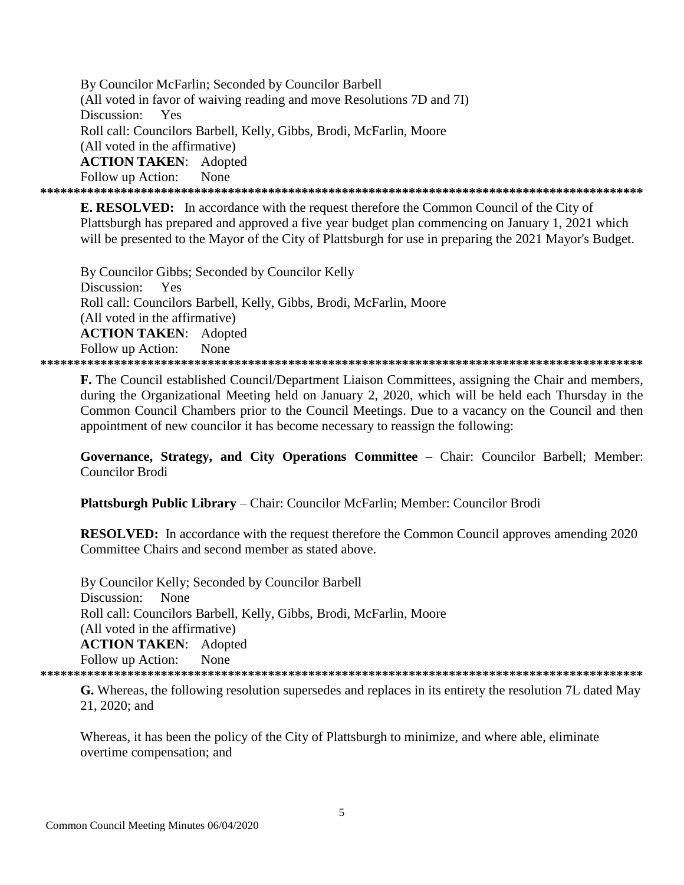By Councilor McFarlin; Seconded by Councilor Barbell
(All voted in favor of waiving reading and move Resolutions 7D and 7I)
Discussion: Yes
Roll call: Councilors Barbell, Kelly, Gibbs, Brodi, McFarlin, Moore
(All voted in the affirmative)
**ACTION TAKEN**: Adopted
Follow up Action: None

*******************************************************************************************

**E. RESOLVED:** In accordance with the request therefore the Common Council of the City of Plattsburgh has prepared and approved a five year budget plan commencing on January 1, 2021 which will be presented to the Mayor of the City of Plattsburgh for use in preparing the 2021 Mayor's Budget.

By Councilor Gibbs; Seconded by Councilor Kelly
Discussion: Yes
Roll call: Councilors Barbell, Kelly, Gibbs, Brodi, McFarlin, Moore
(All voted in the affirmative)
**ACTION TAKEN**: Adopted
Follow up Action: None

*******************************************************************************************

**F.** The Council established Council/Department Liaison Committees, assigning the Chair and members, during the Organizational Meeting held on January 2, 2020, which will be held each Thursday in the Common Council Chambers prior to the Council Meetings. Due to a vacancy on the Council and then appointment of new councilor it has become necessary to reassign the following:

**Governance, Strategy, and City Operations Committee** – Chair: Councilor Barbell; Member: Councilor Brodi

**Plattsburgh Public Library** – Chair: Councilor McFarlin; Member: Councilor Brodi

**RESOLVED:** In accordance with the request therefore the Common Council approves amending 2020 Committee Chairs and second member as stated above.

By Councilor Kelly; Seconded by Councilor Barbell
Discussion: None
Roll call: Councilors Barbell, Kelly, Gibbs, Brodi, McFarlin, Moore
(All voted in the affirmative)
**ACTION TAKEN**: Adopted
Follow up Action: None

*******************************************************************************************

**G.** Whereas, the following resolution supersedes and replaces in its entirety the resolution 7L dated May 21, 2020; and

Whereas, it has been the policy of the City of Plattsburgh to minimize, and where able, eliminate overtime compensation; and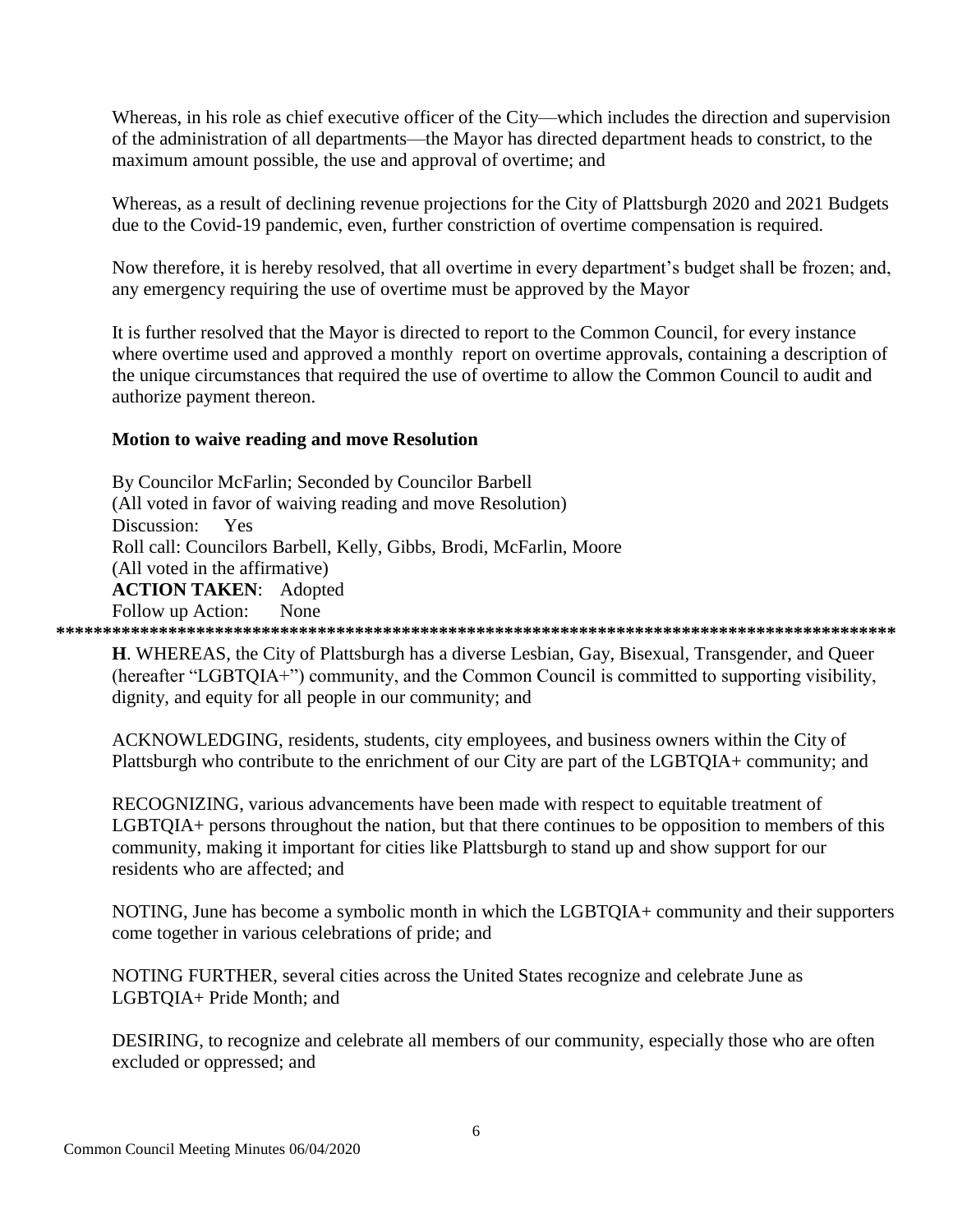Whereas, in his role as chief executive officer of the City—which includes the direction and supervision of the administration of all departments—the Mayor has directed department heads to constrict, to the maximum amount possible, the use and approval of overtime; and

Whereas, as a result of declining revenue projections for the City of Plattsburgh 2020 and 2021 Budgets due to the Covid-19 pandemic, even, further constriction of overtime compensation is required.

Now therefore, it is hereby resolved, that all overtime in every department's budget shall be frozen; and, any emergency requiring the use of overtime must be approved by the Mayor

It is further resolved that the Mayor is directed to report to the Common Council, for every instance where overtime used and approved a monthly report on overtime approvals, containing a description of the unique circumstances that required the use of overtime to allow the Common Council to audit and authorize payment thereon.

**Motion to waive reading and move Resolution**

By Councilor McFarlin; Seconded by Councilor Barbell
(All voted in favor of waiving reading and move Resolution)
Discussion: Yes
Roll call: Councilors Barbell, Kelly, Gibbs, Brodi, McFarlin, Moore
(All voted in the affirmative)
**ACTION TAKEN**: Adopted
Follow up Action: None

*******************************************************************************************

**H**. WHEREAS, the City of Plattsburgh has a diverse Lesbian, Gay, Bisexual, Transgender, and Queer (hereafter "LGBTQIA+") community, and the Common Council is committed to supporting visibility, dignity, and equity for all people in our community; and

ACKNOWLEDGING, residents, students, city employees, and business owners within the City of Plattsburgh who contribute to the enrichment of our City are part of the LGBTQIA+ community; and

RECOGNIZING, various advancements have been made with respect to equitable treatment of LGBTQIA+ persons throughout the nation, but that there continues to be opposition to members of this community, making it important for cities like Plattsburgh to stand up and show support for our residents who are affected; and

NOTING, June has become a symbolic month in which the LGBTQIA+ community and their supporters come together in various celebrations of pride; and

NOTING FURTHER, several cities across the United States recognize and celebrate June as LGBTQIA+ Pride Month; and

DESIRING, to recognize and celebrate all members of our community, especially those who are often excluded or oppressed; and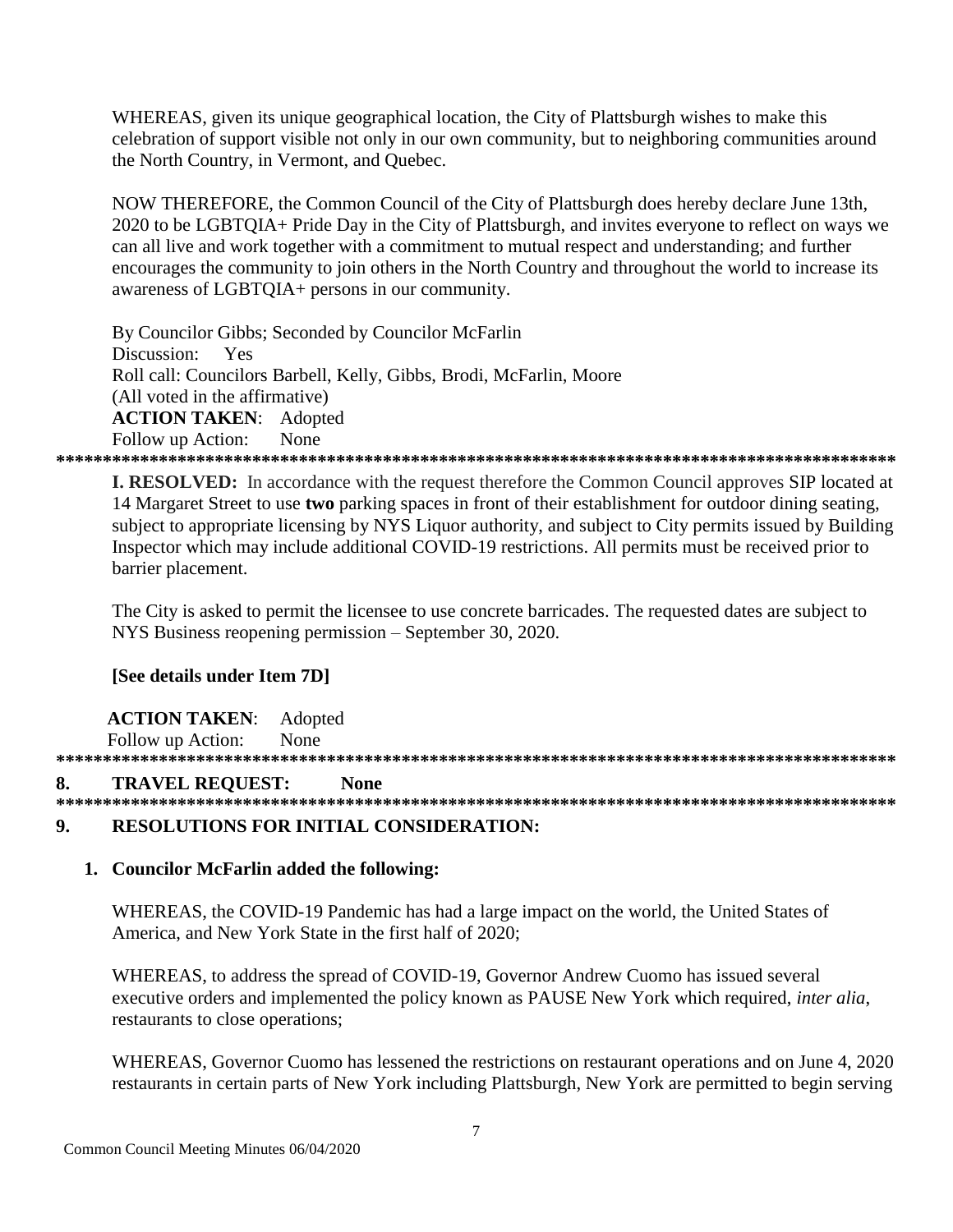WHEREAS, given its unique geographical location, the City of Plattsburgh wishes to make this celebration of support visible not only in our own community, but to neighboring communities around the North Country, in Vermont, and Quebec.

NOW THEREFORE, the Common Council of the City of Plattsburgh does hereby declare June 13th, 2020 to be LGBTQIA+ Pride Day in the City of Plattsburgh, and invites everyone to reflect on ways we can all live and work together with a commitment to mutual respect and understanding; and further encourages the community to join others in the North Country and throughout the world to increase its awareness of LGBTQIA+ persons in our community.

By Councilor Gibbs; Seconded by Councilor McFarlin
Discussion: Yes
Roll call: Councilors Barbell, Kelly, Gibbs, Brodi, McFarlin, Moore
(All voted in the affirmative)
**ACTION TAKEN**: Adopted
Follow up Action: None

******************************************************************************************

**I. RESOLVED:** In accordance with the request therefore the Common Council approves SIP located at 14 Margaret Street to use **two** parking spaces in front of their establishment for outdoor dining seating, subject to appropriate licensing by NYS Liquor authority, and subject to City permits issued by Building Inspector which may include additional COVID-19 restrictions. All permits must be received prior to barrier placement.

The City is asked to permit the licensee to use concrete barricades. The requested dates are subject to NYS Business reopening permission – September 30, 2020.

**[See details under Item 7D]**

**ACTION TAKEN**: Adopted
Follow up Action: None

******************************************************************************************

## 8. TRAVEL REQUEST: None

******************************************************************************************

## 9. RESOLUTIONS FOR INITIAL CONSIDERATION:

1. **Councilor McFarlin added the following:**

WHEREAS, the COVID-19 Pandemic has had a large impact on the world, the United States of America, and New York State in the first half of 2020;

WHEREAS, to address the spread of COVID-19, Governor Andrew Cuomo has issued several executive orders and implemented the policy known as PAUSE New York which required, *inter alia*, restaurants to close operations;

WHEREAS, Governor Cuomo has lessened the restrictions on restaurant operations and on June 4, 2020 restaurants in certain parts of New York including Plattsburgh, New York are permitted to begin serving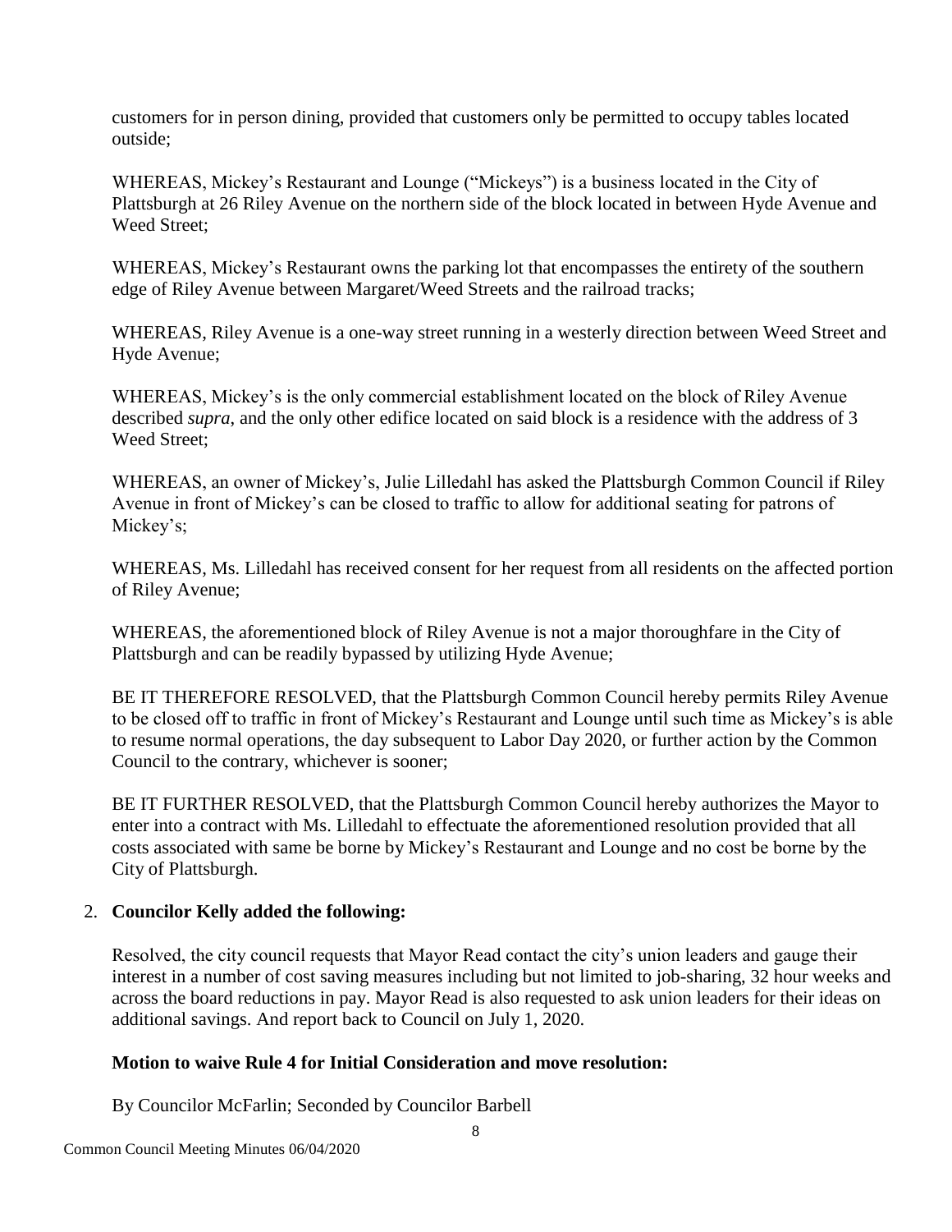customers for in person dining, provided that customers only be permitted to occupy tables located outside;

WHEREAS, Mickey's Restaurant and Lounge ("Mickeys") is a business located in the City of Plattsburgh at 26 Riley Avenue on the northern side of the block located in between Hyde Avenue and Weed Street;

WHEREAS, Mickey's Restaurant owns the parking lot that encompasses the entirety of the southern edge of Riley Avenue between Margaret/Weed Streets and the railroad tracks;

WHEREAS, Riley Avenue is a one-way street running in a westerly direction between Weed Street and Hyde Avenue;

WHEREAS, Mickey's is the only commercial establishment located on the block of Riley Avenue described *supra*, and the only other edifice located on said block is a residence with the address of 3 Weed Street;

WHEREAS, an owner of Mickey's, Julie Lilledahl has asked the Plattsburgh Common Council if Riley Avenue in front of Mickey's can be closed to traffic to allow for additional seating for patrons of Mickey's;

WHEREAS, Ms. Lilledahl has received consent for her request from all residents on the affected portion of Riley Avenue;

WHEREAS, the aforementioned block of Riley Avenue is not a major thoroughfare in the City of Plattsburgh and can be readily bypassed by utilizing Hyde Avenue;

BE IT THEREFORE RESOLVED, that the Plattsburgh Common Council hereby permits Riley Avenue to be closed off to traffic in front of Mickey's Restaurant and Lounge until such time as Mickey's is able to resume normal operations, the day subsequent to Labor Day 2020, or further action by the Common Council to the contrary, whichever is sooner;

BE IT FURTHER RESOLVED, that the Plattsburgh Common Council hereby authorizes the Mayor to enter into a contract with Ms. Lilledahl to effectuate the aforementioned resolution provided that all costs associated with same be borne by Mickey's Restaurant and Lounge and no cost be borne by the City of Plattsburgh.

2. **Councilor Kelly added the following:**

Resolved, the city council requests that Mayor Read contact the city's union leaders and gauge their interest in a number of cost saving measures including but not limited to job-sharing, 32 hour weeks and across the board reductions in pay. Mayor Read is also requested to ask union leaders for their ideas on additional savings. And report back to Council on July 1, 2020.

**Motion to waive Rule 4 for Initial Consideration and move resolution:**

By Councilor McFarlin; Seconded by Councilor Barbell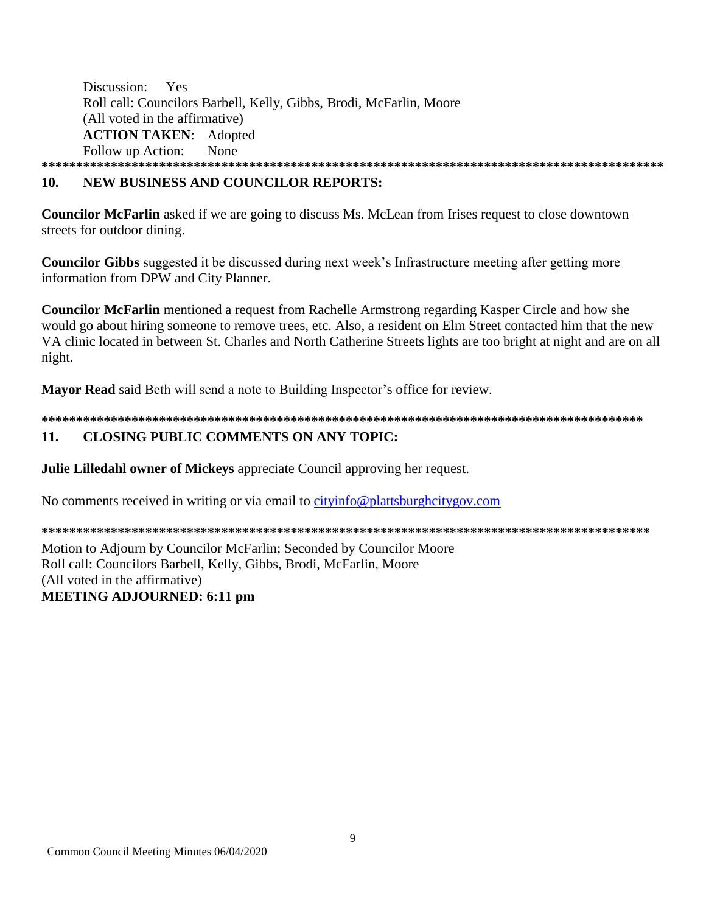Discussion: Yes
Roll call: Councilors Barbell, Kelly, Gibbs, Brodi, McFarlin, Moore
(All voted in the affirmative)
**ACTION TAKEN**: Adopted
Follow up Action: None

*********************************************************************************************

## 10. NEW BUSINESS AND COUNCILOR REPORTS:

**Councilor McFarlin** asked if we are going to discuss Ms. McLean from Irises request to close downtown streets for outdoor dining.

**Councilor Gibbs** suggested it be discussed during next week's Infrastructure meeting after getting more information from DPW and City Planner.

**Councilor McFarlin** mentioned a request from Rachelle Armstrong regarding Kasper Circle and how she would go about hiring someone to remove trees, etc. Also, a resident on Elm Street contacted him that the new VA clinic located in between St. Charles and North Catherine Streets lights are too bright at night and are on all night.

**Mayor Read** said Beth will send a note to Building Inspector's office for review.

*********************************************************************************************

## 11. CLOSING PUBLIC COMMENTS ON ANY TOPIC:

**Julie Lilledahl owner of Mickeys** appreciate Council approving her request.

No comments received in writing or via email to cityinfo@plattsburghcitygov.com

*********************************************************************************************

Motion to Adjourn by Councilor McFarlin; Seconded by Councilor Moore
Roll call: Councilors Barbell, Kelly, Gibbs, Brodi, McFarlin, Moore
(All voted in the affirmative)
**MEETING ADJOURNED: 6:11 pm**